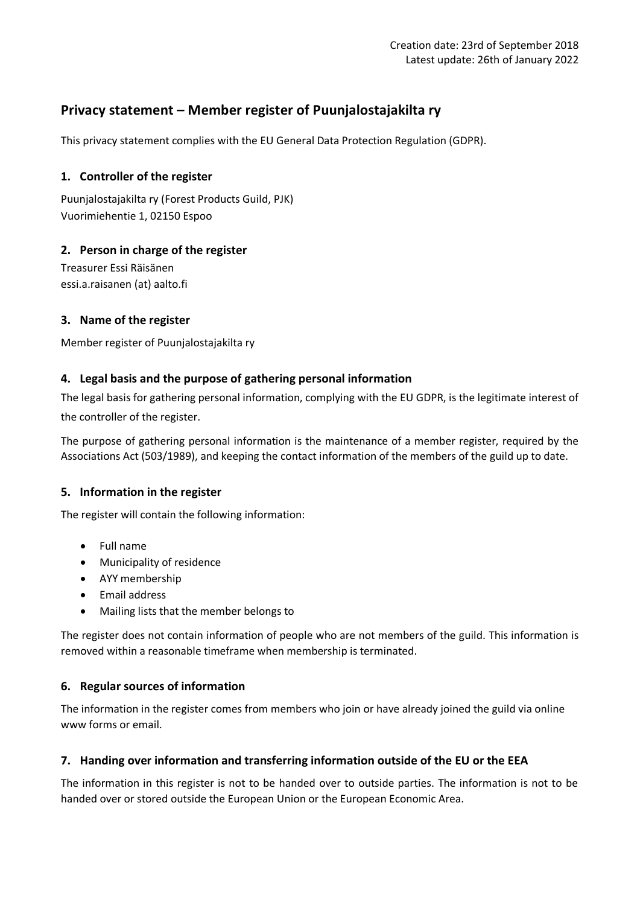Creation date: 23rd of September 2018
Latest update: 26th of January 2022

# Privacy statement – Member register of Puunjalostajakilta ry

This privacy statement complies with the EU General Data Protection Regulation (GDPR).

## 1. Controller of the register

Puunjalostajakilta ry (Forest Products Guild, PJK)
Vuorimiehentie 1, 02150 Espoo

## 2. Person in charge of the register

Treasurer Essi Räisänen
essi.a.raisanen (at) aalto.fi

## 3. Name of the register

Member register of Puunjalostajakilta ry

## 4. Legal basis and the purpose of gathering personal information

The legal basis for gathering personal information, complying with the EU GDPR, is the legitimate interest of the controller of the register.

The purpose of gathering personal information is the maintenance of a member register, required by the Associations Act (503/1989), and keeping the contact information of the members of the guild up to date.

## 5. Information in the register

The register will contain the following information:

- Full name
- Municipality of residence
- AYY membership
- Email address
- Mailing lists that the member belongs to

The register does not contain information of people who are not members of the guild. This information is removed within a reasonable timeframe when membership is terminated.

## 6. Regular sources of information

The information in the register comes from members who join or have already joined the guild via online www forms or email.

## 7. Handing over information and transferring information outside of the EU or the EEA

The information in this register is not to be handed over to outside parties. The information is not to be handed over or stored outside the European Union or the European Economic Area.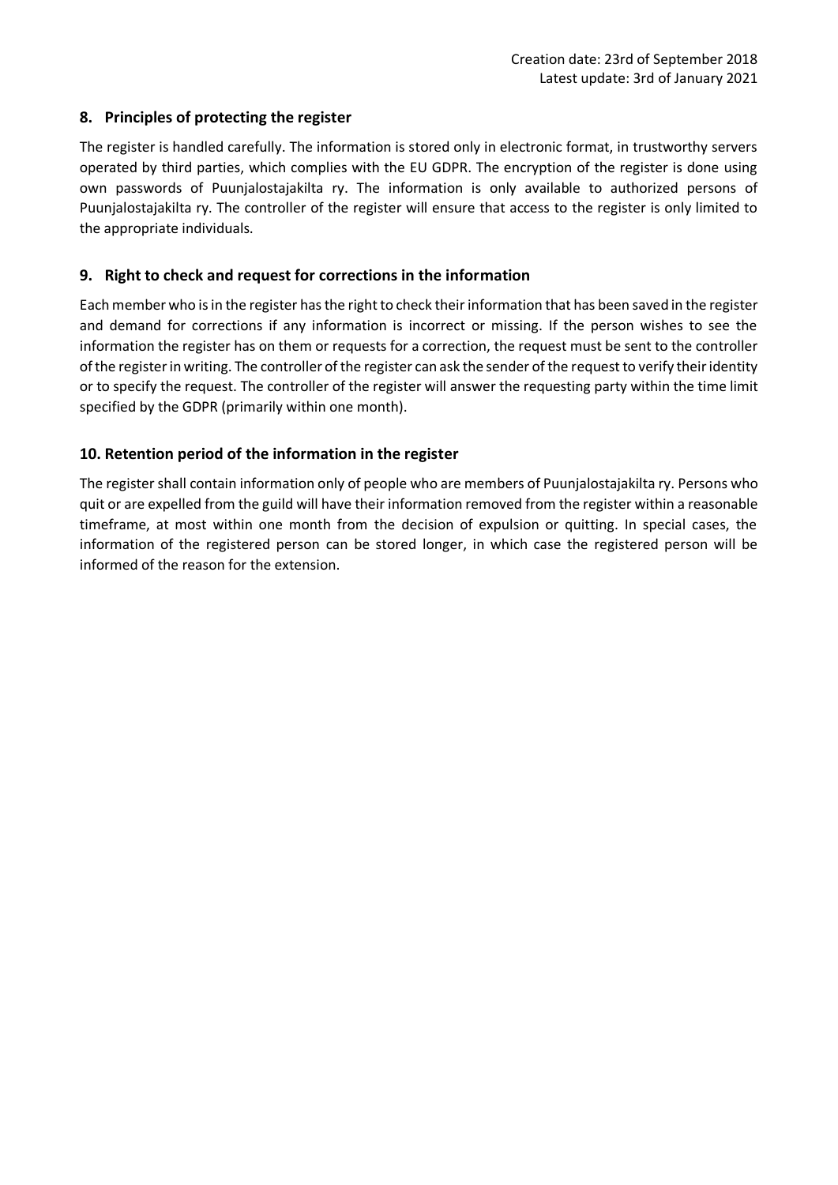Creation date: 23rd of September 2018
Latest update: 3rd of January 2021

## 8. Principles of protecting the register

The register is handled carefully. The information is stored only in electronic format, in trustworthy servers operated by third parties, which complies with the EU GDPR. The encryption of the register is done using own passwords of Puunjalostajakilta ry. The information is only available to authorized persons of Puunjalostajakilta ry. The controller of the register will ensure that access to the register is only limited to the appropriate individuals.

## 9. Right to check and request for corrections in the information

Each member who is in the register has the right to check their information that has been saved in the register and demand for corrections if any information is incorrect or missing. If the person wishes to see the information the register has on them or requests for a correction, the request must be sent to the controller of the register in writing. The controller of the register can ask the sender of the request to verify their identity or to specify the request. The controller of the register will answer the requesting party within the time limit specified by the GDPR (primarily within one month).

## 10. Retention period of the information in the register

The register shall contain information only of people who are members of Puunjalostajakilta ry. Persons who quit or are expelled from the guild will have their information removed from the register within a reasonable timeframe, at most within one month from the decision of expulsion or quitting. In special cases, the information of the registered person can be stored longer, in which case the registered person will be informed of the reason for the extension.